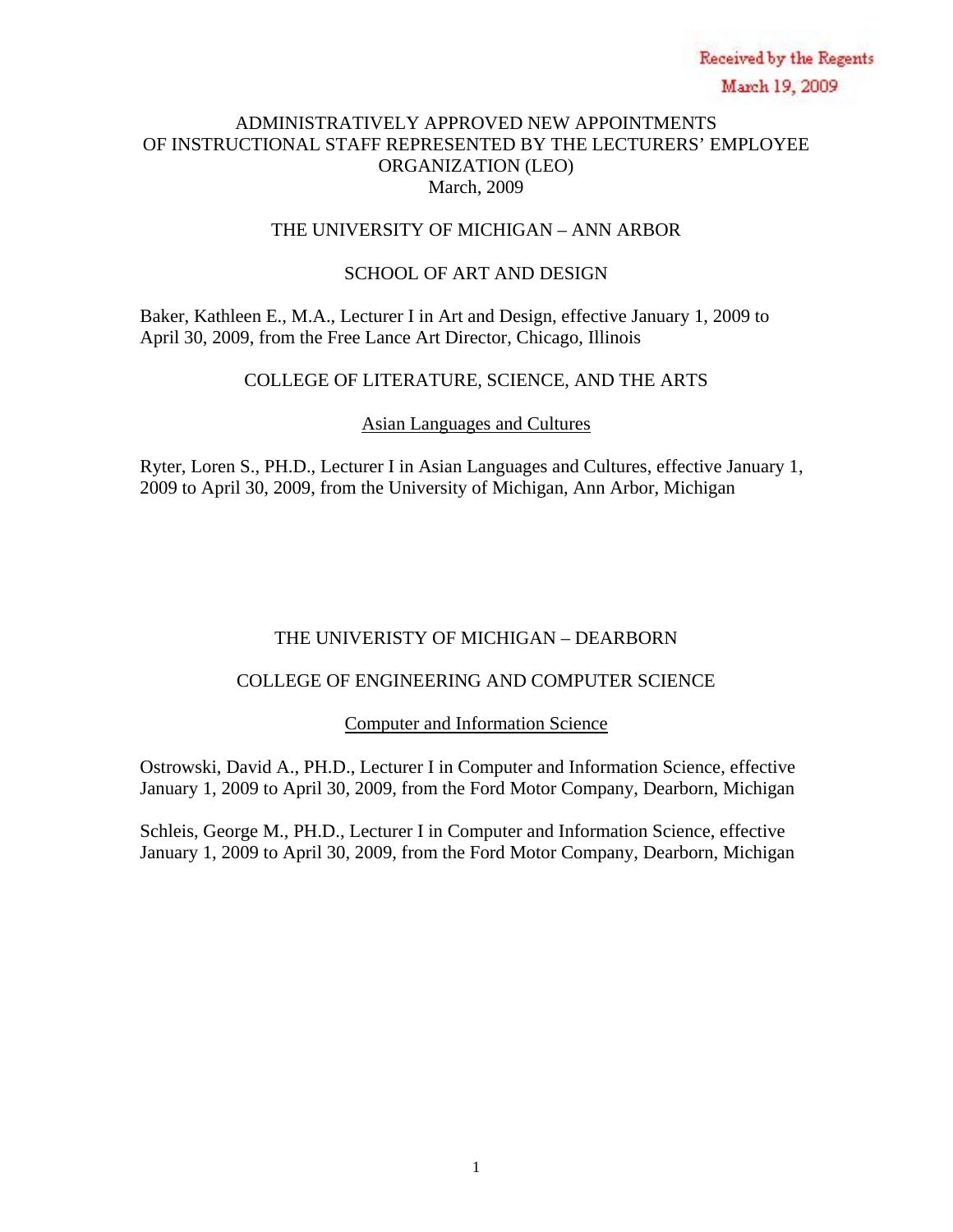Received by the Regents
March 19, 2009

# ADMINISTRATIVELY APPROVED NEW APPOINTMENTS OF INSTRUCTIONAL STAFF REPRESENTED BY THE LECTURERS' EMPLOYEE ORGANIZATION (LEO)

March, 2009

## THE UNIVERSITY OF MICHIGAN – ANN ARBOR

### SCHOOL OF ART AND DESIGN

Baker, Kathleen E., M.A., Lecturer I in Art and Design, effective January 1, 2009 to April 30, 2009, from the Free Lance Art Director, Chicago, Illinois

### COLLEGE OF LITERATURE, SCIENCE, AND THE ARTS

Asian Languages and Cultures

Ryter, Loren S., PH.D., Lecturer I in Asian Languages and Cultures, effective January 1, 2009 to April 30, 2009, from the University of Michigan, Ann Arbor, Michigan

## THE UNIVERISTY OF MICHIGAN – DEARBORN

### COLLEGE OF ENGINEERING AND COMPUTER SCIENCE

Computer and Information Science

Ostrowski, David A., PH.D., Lecturer I in Computer and Information Science, effective January 1, 2009 to April 30, 2009, from the Ford Motor Company, Dearborn, Michigan

Schleis, George M., PH.D., Lecturer I in Computer and Information Science, effective January 1, 2009 to April 30, 2009, from the Ford Motor Company, Dearborn, Michigan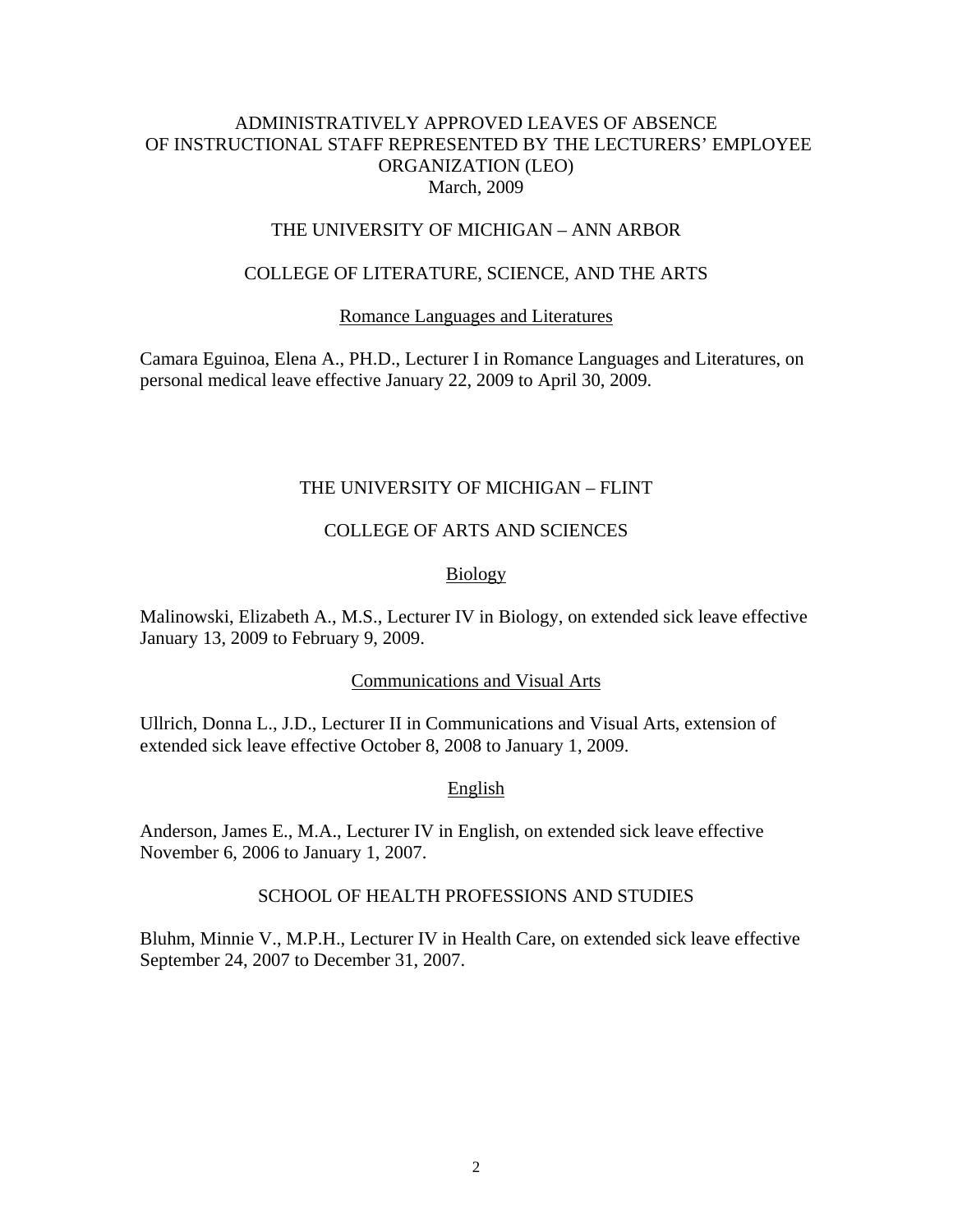# ADMINISTRATIVELY APPROVED LEAVES OF ABSENCE OF INSTRUCTIONAL STAFF REPRESENTED BY THE LECTURERS' EMPLOYEE ORGANIZATION (LEO)

March, 2009

## THE UNIVERSITY OF MICHIGAN – ANN ARBOR

### COLLEGE OF LITERATURE, SCIENCE, AND THE ARTS

#### Romance Languages and Literatures

Camara Eguinoa, Elena A., PH.D., Lecturer I in Romance Languages and Literatures, on personal medical leave effective January 22, 2009 to April 30, 2009.

## THE UNIVERSITY OF MICHIGAN – FLINT

### COLLEGE OF ARTS AND SCIENCES

#### Biology

Malinowski, Elizabeth A., M.S., Lecturer IV in Biology, on extended sick leave effective January 13, 2009 to February 9, 2009.

#### Communications and Visual Arts

Ullrich, Donna L., J.D., Lecturer II in Communications and Visual Arts, extension of extended sick leave effective October 8, 2008 to January 1, 2009.

#### English

Anderson, James E., M.A., Lecturer IV in English, on extended sick leave effective November 6, 2006 to January 1, 2007.

### SCHOOL OF HEALTH PROFESSIONS AND STUDIES

Bluhm, Minnie V., M.P.H., Lecturer IV in Health Care, on extended sick leave effective September 24, 2007 to December 31, 2007.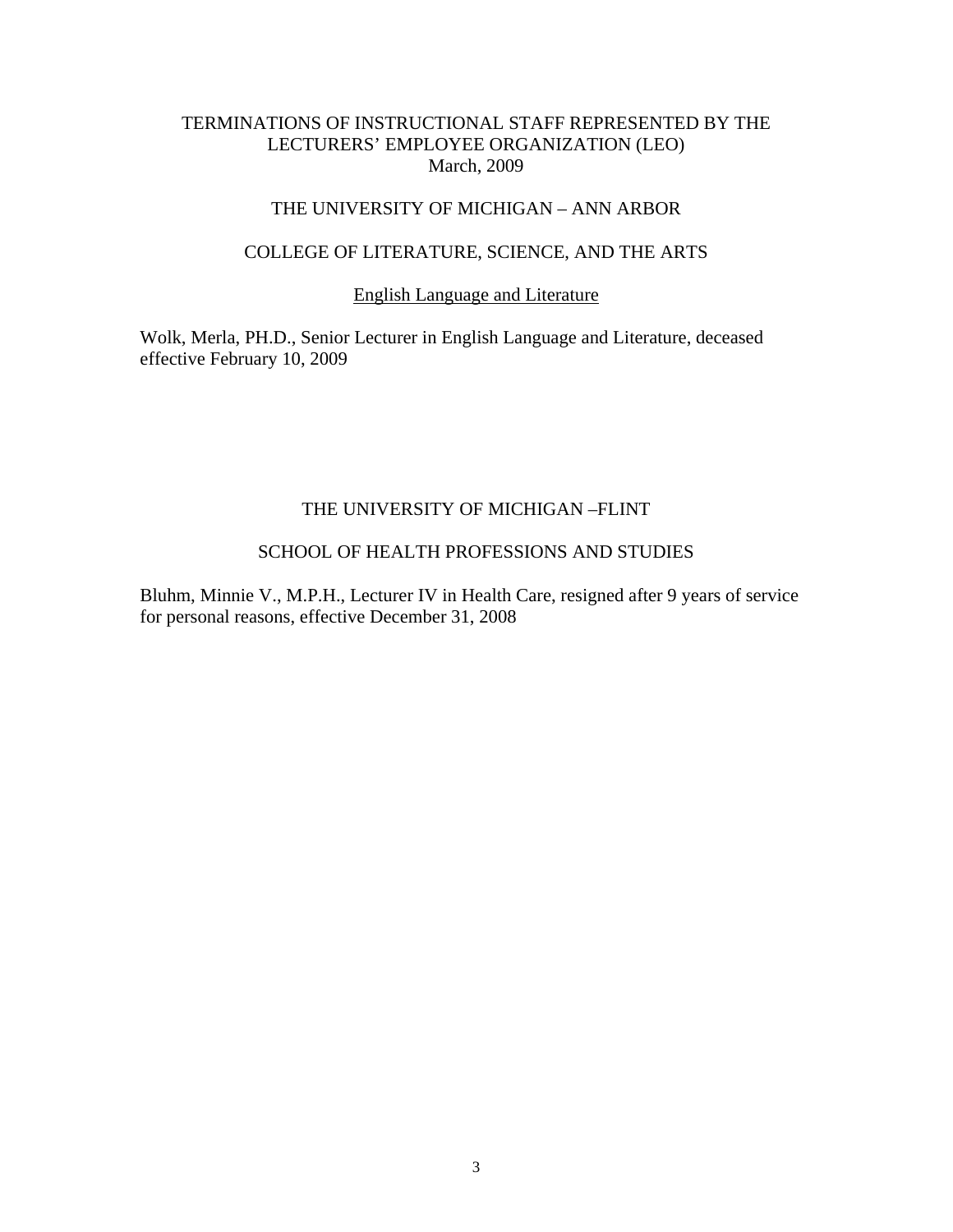# TERMINATIONS OF INSTRUCTIONAL STAFF REPRESENTED BY THE LECTURERS' EMPLOYEE ORGANIZATION (LEO)

March, 2009

## THE UNIVERSITY OF MICHIGAN – ANN ARBOR

### COLLEGE OF LITERATURE, SCIENCE, AND THE ARTS

English Language and Literature

Wolk, Merla, PH.D., Senior Lecturer in English Language and Literature, deceased effective February 10, 2009

## THE UNIVERSITY OF MICHIGAN –FLINT

### SCHOOL OF HEALTH PROFESSIONS AND STUDIES

Bluhm, Minnie V., M.P.H., Lecturer IV in Health Care, resigned after 9 years of service for personal reasons, effective December 31, 2008